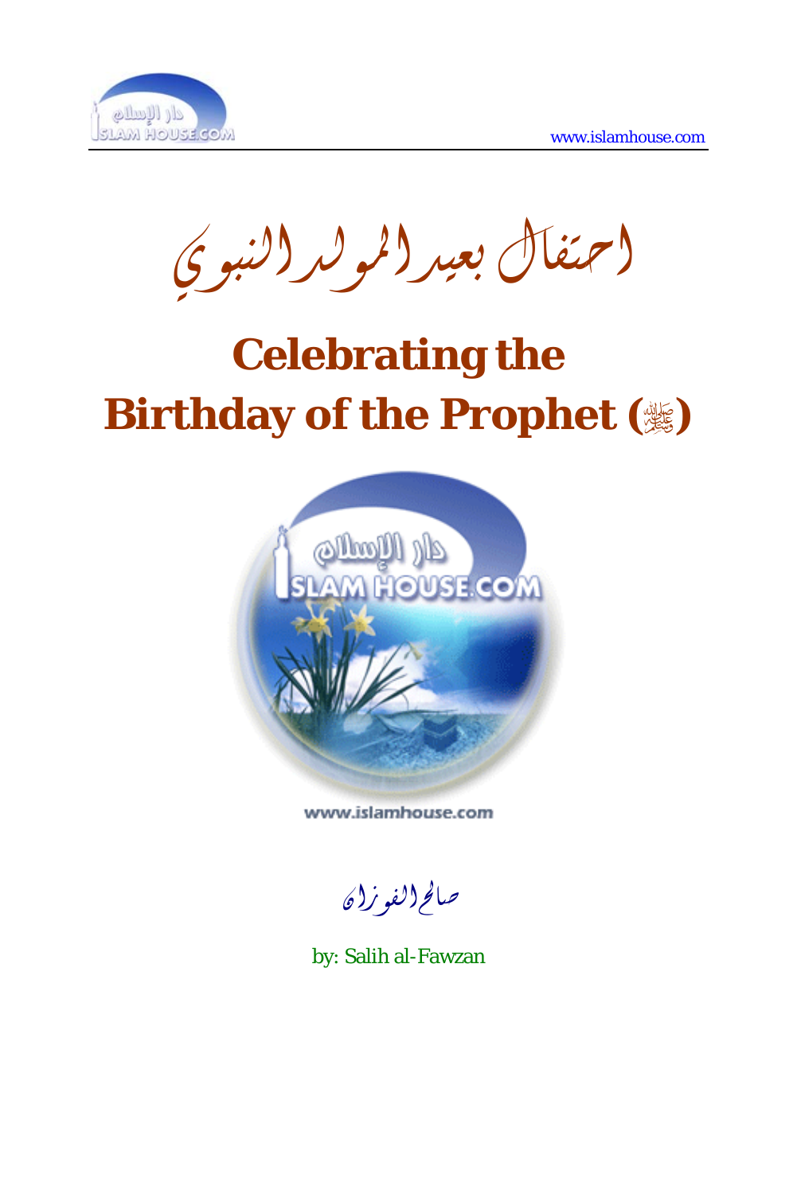# احتفال بعيد المولد النبوي

# Celebrating the Birthday of the Prophet (ﷺ)

www.islamhouse.com

صالح الفوزان

by: Salih al-Fawzan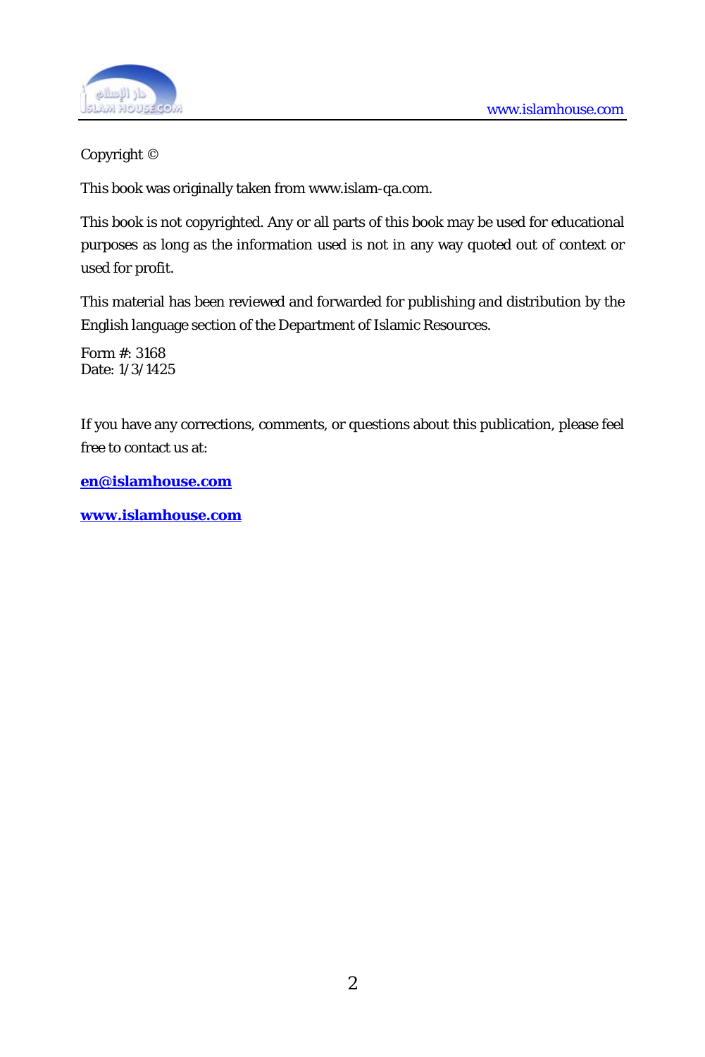Copyright ©

This book was originally taken from www.islam-qa.com.

This book is not copyrighted. Any or all parts of this book may be used for educational purposes as long as the information used is not in any way quoted out of context or used for profit.

This material has been reviewed and forwarded for publishing and distribution by the English language section of the Department of Islamic Resources.

Form #: 3168
Date: 1/3/1425

If you have any corrections, comments, or questions about this publication, please feel free to contact us at:

**en@islamhouse.com**

**www.islamhouse.com**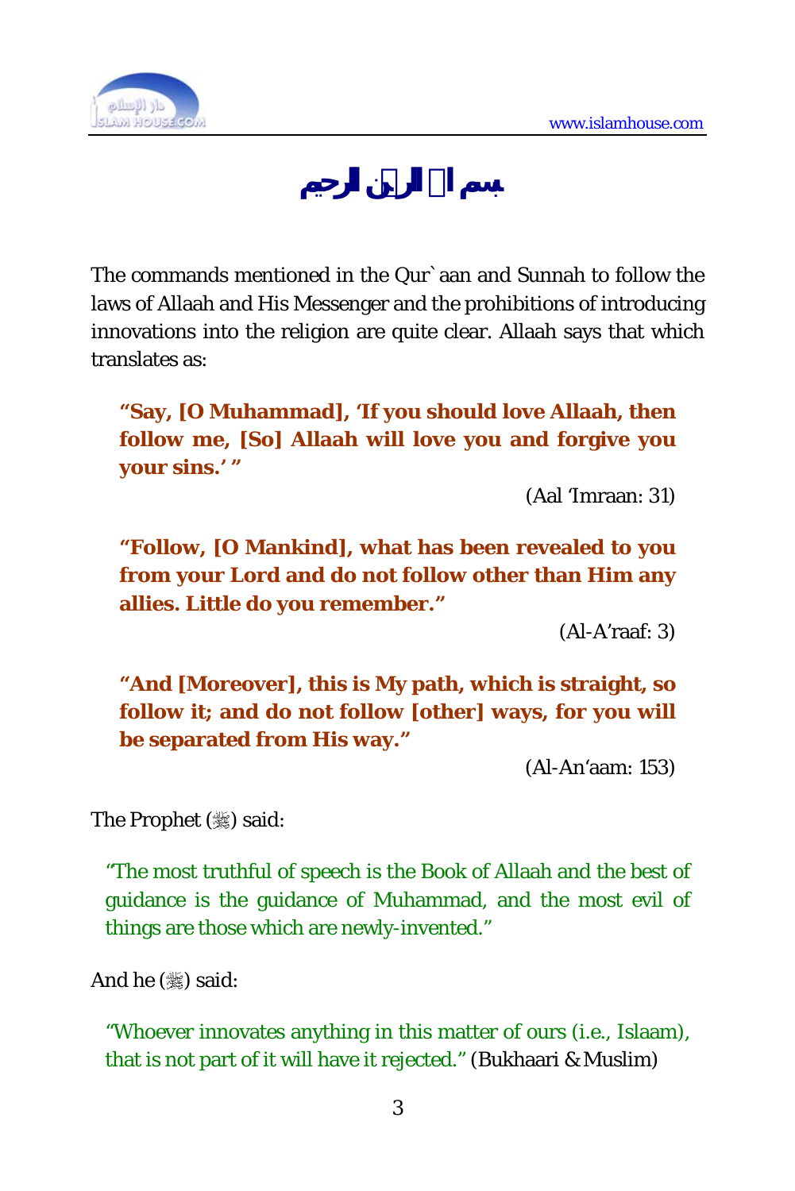**بسم الله الرحمن الرحيم**

The commands mentioned in the Qur`aan and Sunnah to follow the laws of Allaah and His Messenger and the prohibitions of introducing innovations into the religion are quite clear. Allaah says that which translates as:

> **"Say, [O Muhammad], 'If you should love Allaah, then follow me, [So] Allaah will love you and forgive you your sins.' "**
>
> (Aal 'Imraan: 31)

> **"Follow, [O Mankind], what has been revealed to you from your Lord and do not follow other than Him any allies. Little do you remember."**
>
> (Al-A'raaf: 3)

> **"And [Moreover], this is My path, which is straight, so follow it; and do not follow [other] ways, for you will be separated from His way."**
>
> (Al-An'aam: 153)

The Prophet (ﷺ) said:

> "The most truthful of speech is the Book of Allaah and the best of guidance is the guidance of Muhammad, and the most evil of things are those which are newly-invented."

And he (ﷺ) said:

> "Whoever innovates anything in this matter of ours (i.e., Islaam), that is not part of it will have it rejected." (Bukhaari & Muslim)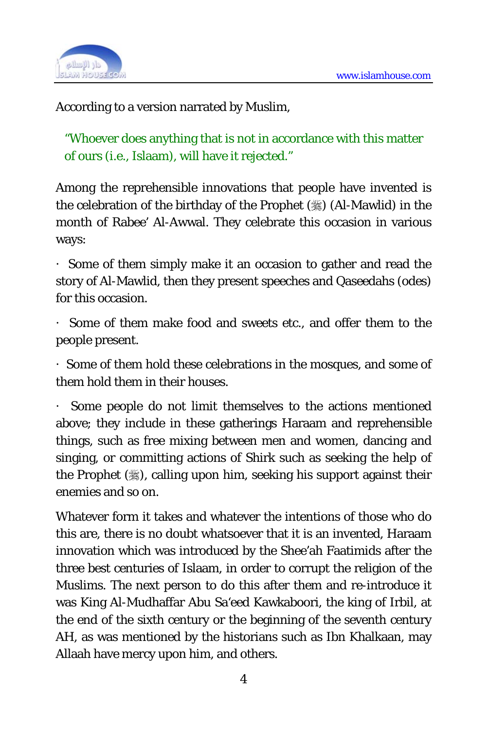According to a version narrated by Muslim,

> "Whoever does anything that is not in accordance with this matter of ours (i.e., Islaam), will have it rejected."

Among the reprehensible innovations that people have invented is the celebration of the birthday of the Prophet (ﷺ) (Al-Mawlid) in the month of Rabee' Al-Awwal. They celebrate this occasion in various ways:

- Some of them simply make it an occasion to gather and read the story of Al-Mawlid, then they present speeches and Qaseedahs (odes) for this occasion.
- Some of them make food and sweets etc., and offer them to the people present.
- Some of them hold these celebrations in the mosques, and some of them hold them in their houses.
- Some people do not limit themselves to the actions mentioned above; they include in these gatherings Haraam and reprehensible things, such as free mixing between men and women, dancing and singing, or committing actions of Shirk such as seeking the help of the Prophet (ﷺ), calling upon him, seeking his support against their enemies and so on.

Whatever form it takes and whatever the intentions of those who do this are, there is no doubt whatsoever that it is an invented, Haraam innovation which was introduced by the Shee'ah Faatimids after the three best centuries of Islaam, in order to corrupt the religion of the Muslims. The next person to do this after them and re-introduce it was King Al-Mudhaffar Abu Sa'eed Kawkaboori, the king of Irbil, at the end of the sixth century or the beginning of the seventh century AH, as was mentioned by the historians such as Ibn Khalkaan, may Allaah have mercy upon him, and others.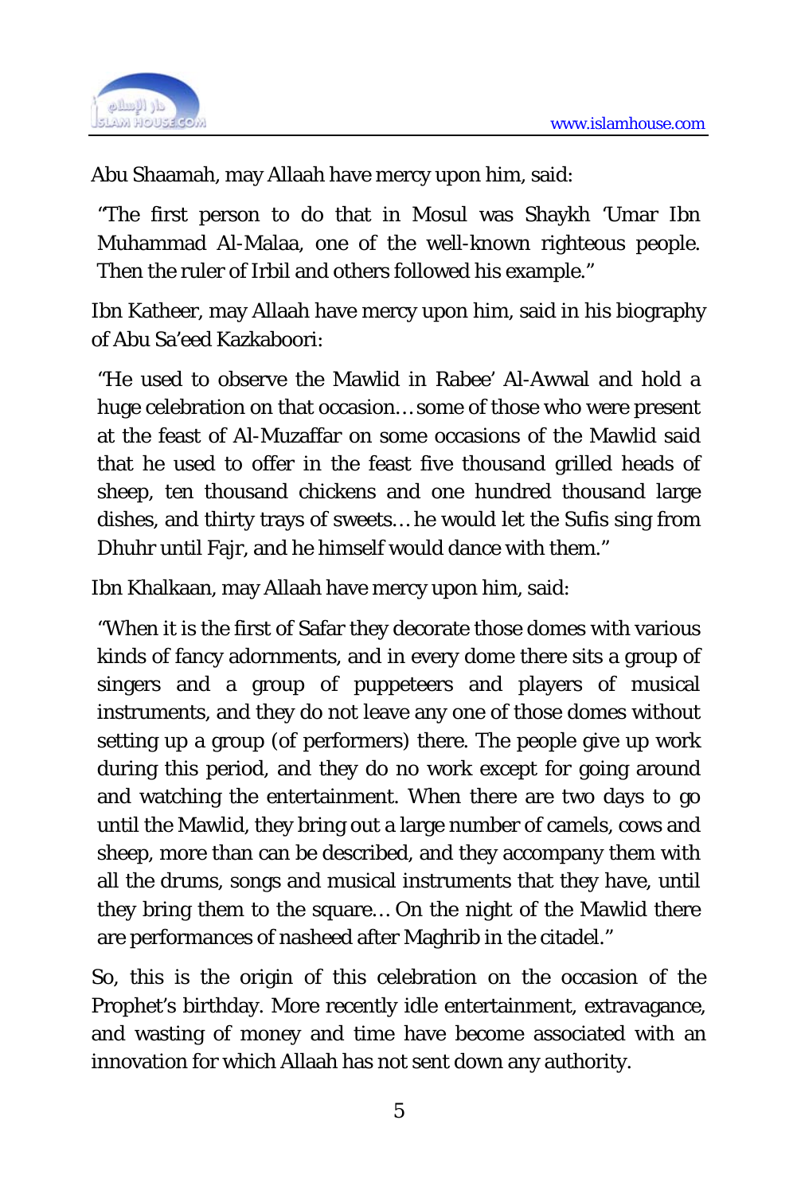Abu Shaamah, may Allaah have mercy upon him, said:

> "The first person to do that in Mosul was Shaykh 'Umar Ibn Muhammad Al-Malaa, one of the well-known righteous people. Then the ruler of Irbil and others followed his example."

Ibn Katheer, may Allaah have mercy upon him, said in his biography of Abu Sa'eed Kazkaboori:

> "He used to observe the Mawlid in Rabee' Al-Awwal and hold a huge celebration on that occasion… some of those who were present at the feast of Al-Muzaffar on some occasions of the Mawlid said that he used to offer in the feast five thousand grilled heads of sheep, ten thousand chickens and one hundred thousand large dishes, and thirty trays of sweets… he would let the Sufis sing from Dhuhr until Fajr, and he himself would dance with them."

Ibn Khalkaan, may Allaah have mercy upon him, said:

> "When it is the first of Safar they decorate those domes with various kinds of fancy adornments, and in every dome there sits a group of singers and a group of puppeteers and players of musical instruments, and they do not leave any one of those domes without setting up a group (of performers) there. The people give up work during this period, and they do no work except for going around and watching the entertainment. When there are two days to go until the Mawlid, they bring out a large number of camels, cows and sheep, more than can be described, and they accompany them with all the drums, songs and musical instruments that they have, until they bring them to the square… On the night of the Mawlid there are performances of nasheed after Maghrib in the citadel."

So, this is the origin of this celebration on the occasion of the Prophet's birthday. More recently idle entertainment, extravagance, and wasting of money and time have become associated with an innovation for which Allaah has not sent down any authority.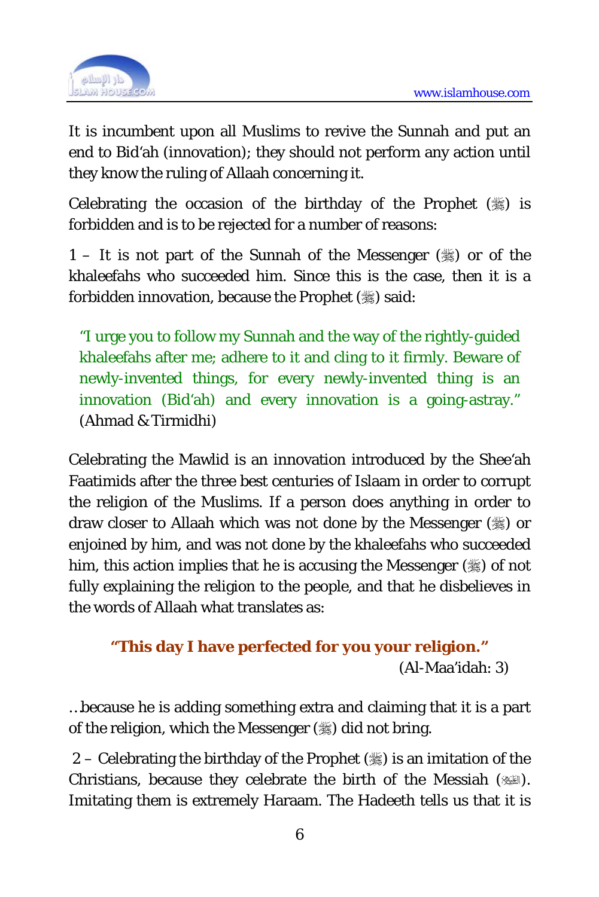It is incumbent upon all Muslims to revive the Sunnah and put an end to Bid'ah (innovation); they should not perform any action until they know the ruling of Allaah concerning it.

Celebrating the occasion of the birthday of the Prophet (ﷺ) is forbidden and is to be rejected for a number of reasons:

1 – It is not part of the Sunnah of the Messenger (ﷺ) or of the khaleefahs who succeeded him. Since this is the case, then it is a forbidden innovation, because the Prophet (ﷺ) said:

> "I urge you to follow my Sunnah and the way of the rightly-guided khaleefahs after me; adhere to it and cling to it firmly. Beware of newly-invented things, for every newly-invented thing is an innovation (Bid'ah) and every innovation is a going-astray." (Ahmad & Tirmidhi)

Celebrating the Mawlid is an innovation introduced by the Shee'ah Faatimids after the three best centuries of Islaam in order to corrupt the religion of the Muslims. If a person does anything in order to draw closer to Allaah which was not done by the Messenger (ﷺ) or enjoined by him, and was not done by the khaleefahs who succeeded him, this action implies that he is accusing the Messenger (ﷺ) of not fully explaining the religion to the people, and that he disbelieves in the words of Allaah what translates as:

> **"This day I have perfected for you your religion."** (Al-Maa'idah: 3)

…because he is adding something extra and claiming that it is a part of the religion, which the Messenger (ﷺ) did not bring.

2 – Celebrating the birthday of the Prophet (ﷺ) is an imitation of the Christians, because they celebrate the birth of the Messiah (عليه السلام). Imitating them is extremely Haraam. The Hadeeth tells us that it is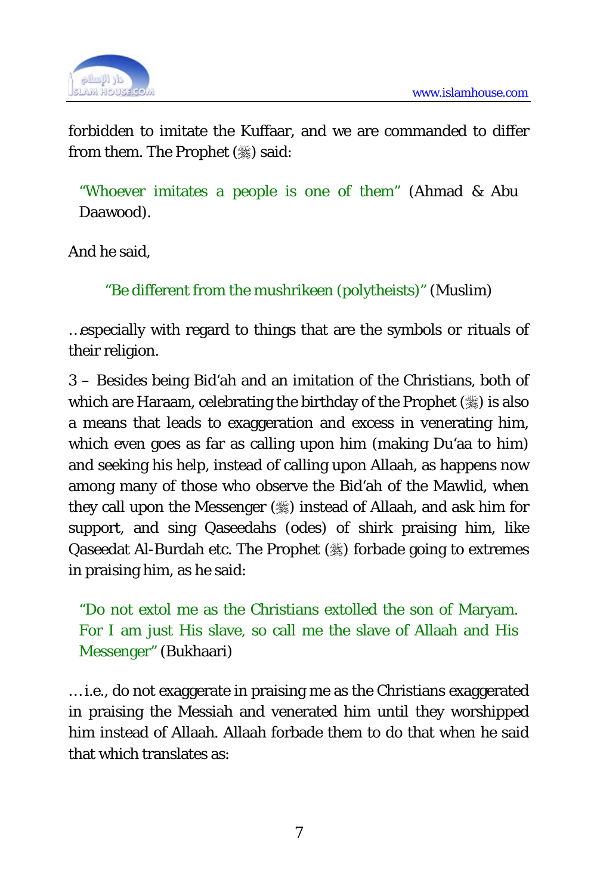forbidden to imitate the Kuffaar, and we are commanded to differ from them. The Prophet (ﷺ) said:

> "Whoever imitates a people is one of them" (Ahmad & Abu Daawood).

And he said,

> "Be different from the mushrikeen (polytheists)" (Muslim)

…especially with regard to things that are the symbols or rituals of their religion.

3 – Besides being Bid'ah and an imitation of the Christians, both of which are Haraam, celebrating the birthday of the Prophet (ﷺ) is also a means that leads to exaggeration and excess in venerating him, which even goes as far as calling upon him (making Du'aa to him) and seeking his help, instead of calling upon Allaah, as happens now among many of those who observe the Bid'ah of the Mawlid, when they call upon the Messenger (ﷺ) instead of Allaah, and ask him for support, and sing Qaseedahs (odes) of shirk praising him, like Qaseedat Al-Burdah etc. The Prophet (ﷺ) forbade going to extremes in praising him, as he said:

> "Do not extol me as the Christians extolled the son of Maryam. For I am just His slave, so call me the slave of Allaah and His Messenger" (Bukhaari)

… i.e., do not exaggerate in praising me as the Christians exaggerated in praising the Messiah and venerated him until they worshipped him instead of Allaah. Allaah forbade them to do that when he said that which translates as: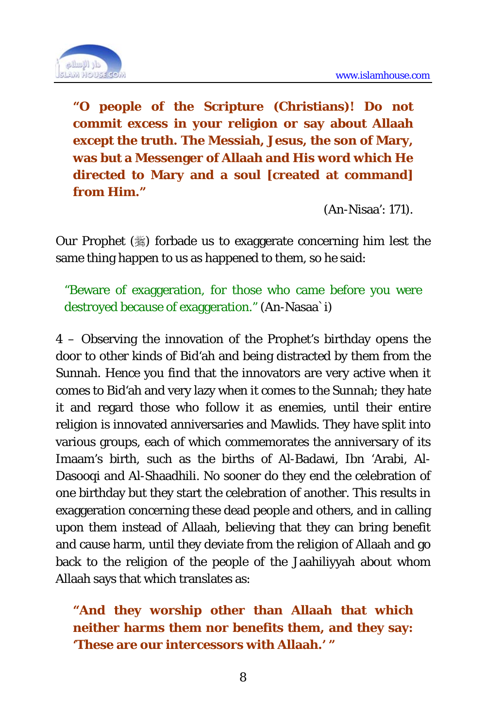**“O people of the Scripture (Christians)! Do not commit excess in your religion or say about Allaah except the truth. The Messiah, Jesus, the son of Mary, was but a Messenger of Allaah and His word which He directed to Mary and a soul [created at command] from Him.”**

(An-Nisaa’: 171).

Our Prophet (ﷺ) forbade us to exaggerate concerning him lest the same thing happen to us as happened to them, so he said:

“Beware of exaggeration, for those who came before you were destroyed because of exaggeration.” (An-Nasaa`i)

4 – Observing the innovation of the Prophet’s birthday opens the door to other kinds of Bid‘ah and being distracted by them from the Sunnah. Hence you find that the innovators are very active when it comes to Bid‘ah and very lazy when it comes to the Sunnah; they hate it and regard those who follow it as enemies, until their entire religion is innovated anniversaries and Mawlids. They have split into various groups, each of which commemorates the anniversary of its Imaam’s birth, such as the births of Al-Badawi, Ibn ‘Arabi, Al-Dasooqi and Al-Shaadhili. No sooner do they end the celebration of one birthday but they start the celebration of another. This results in exaggeration concerning these dead people and others, and in calling upon them instead of Allaah, believing that they can bring benefit and cause harm, until they deviate from the religion of Allaah and go back to the religion of the people of the Jaahiliyyah about whom Allaah says that which translates as:

**“And they worship other than Allaah that which neither harms them nor benefits them, and they say: ‘These are our intercessors with Allaah.’ ”**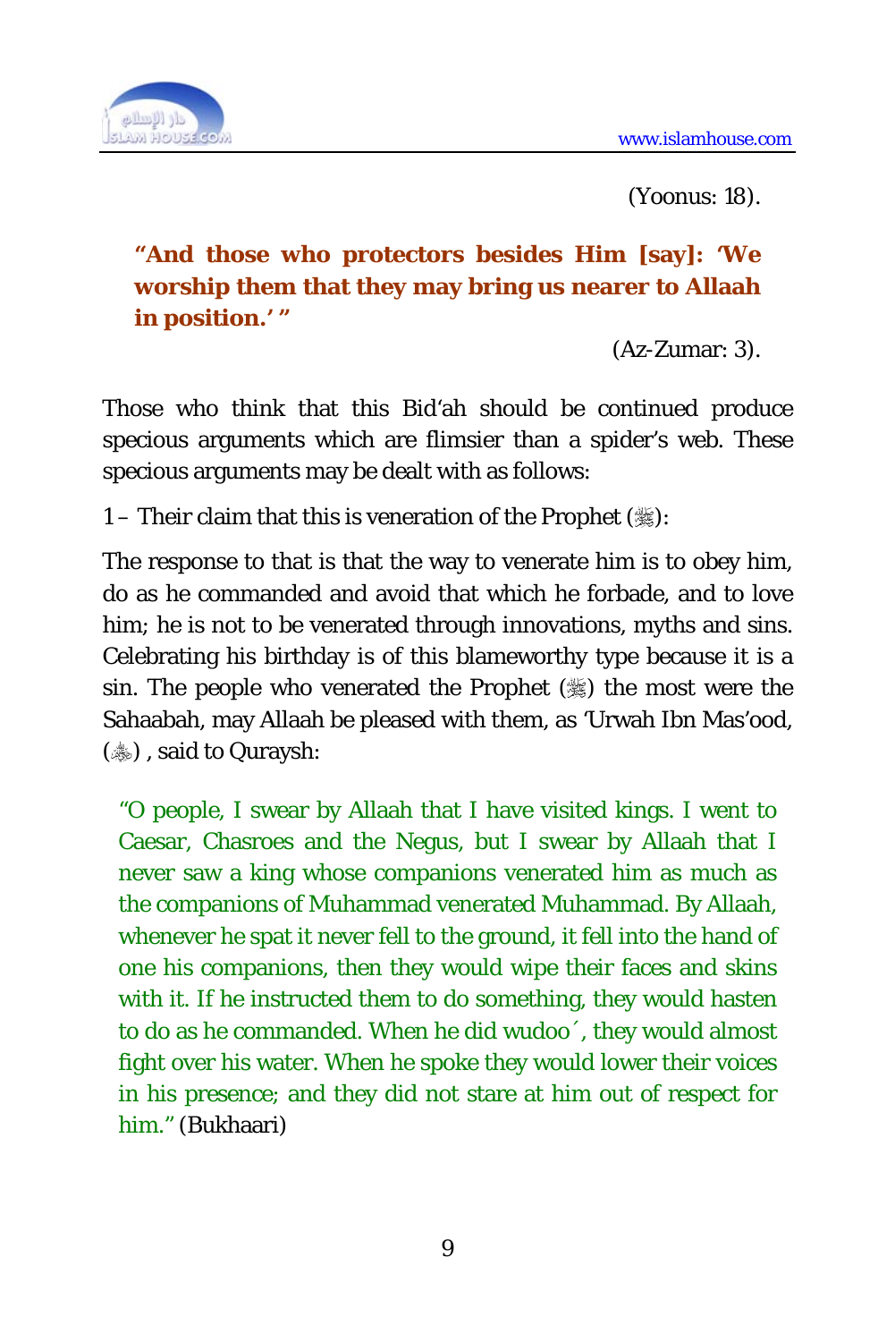(Yoonus: 18).

**"And those who protectors besides Him [say]: 'We worship them that they may bring us nearer to Allaah in position.' "**

(Az-Zumar: 3).

Those who think that this Bid'ah should be continued produce specious arguments which are flimsier than a spider's web. These specious arguments may be dealt with as follows:

1 – Their claim that this is veneration of the Prophet (ﷺ):

The response to that is that the way to venerate him is to obey him, do as he commanded and avoid that which he forbade, and to love him; he is not to be venerated through innovations, myths and sins. Celebrating his birthday is of this blameworthy type because it is a sin. The people who venerated the Prophet (ﷺ) the most were the Sahaabah, may Allaah be pleased with them, as 'Urwah Ibn Mas'ood, (رضي الله عنه) , said to Quraysh:

"O people, I swear by Allaah that I have visited kings. I went to Caesar, Chasroes and the Negus, but I swear by Allaah that I never saw a king whose companions venerated him as much as the companions of Muhammad venerated Muhammad. By Allaah, whenever he spat it never fell to the ground, it fell into the hand of one his companions, then they would wipe their faces and skins with it. If he instructed them to do something, they would hasten to do as he commanded. When he did wudoo´, they would almost fight over his water. When he spoke they would lower their voices in his presence; and they did not stare at him out of respect for him." (Bukhaari)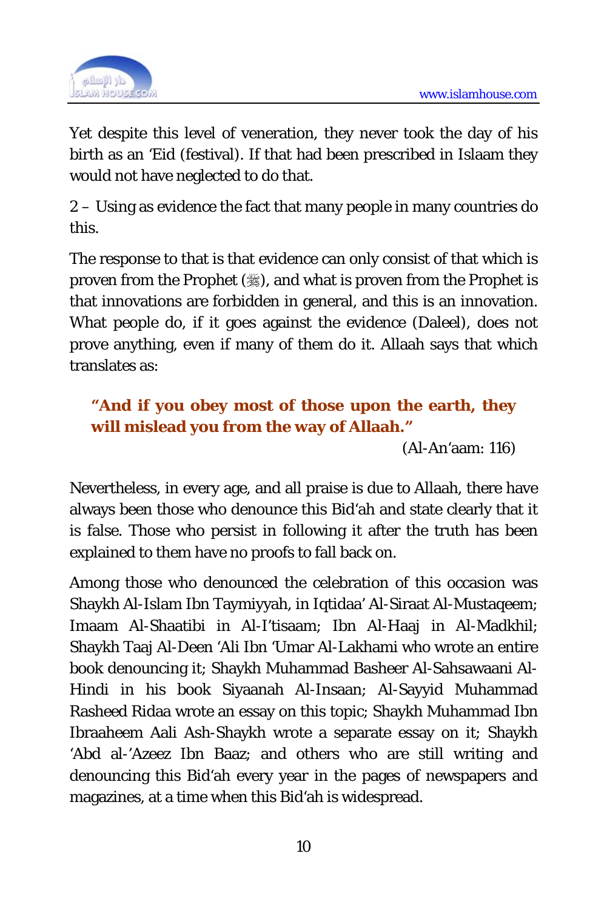Yet despite this level of veneration, they never took the day of his birth as an 'Eid (festival). If that had been prescribed in Islaam they would not have neglected to do that.

2 – Using as evidence the fact that many people in many countries do this.

The response to that is that evidence can only consist of that which is proven from the Prophet (ﷺ), and what is proven from the Prophet is that innovations are forbidden in general, and this is an innovation. What people do, if it goes against the evidence (Daleel), does not prove anything, even if many of them do it. Allaah says that which translates as:

> **"And if you obey most of those upon the earth, they will mislead you from the way of Allaah."**
>
> (Al-An'aam: 116)

Nevertheless, in every age, and all praise is due to Allaah, there have always been those who denounce this Bid'ah and state clearly that it is false. Those who persist in following it after the truth has been explained to them have no proofs to fall back on.

Among those who denounced the celebration of this occasion was Shaykh Al-Islam Ibn Taymiyyah, in Iqtidaa' Al-Siraat Al-Mustaqeem; Imaam Al-Shaatibi in Al-I'tisaam; Ibn Al-Haaj in Al-Madkhil; Shaykh Taaj Al-Deen 'Ali Ibn 'Umar Al-Lakhami who wrote an entire book denouncing it; Shaykh Muhammad Basheer Al-Sahsawaani Al-Hindi in his book Siyaanah Al-Insaan; Al-Sayyid Muhammad Rasheed Ridaa wrote an essay on this topic; Shaykh Muhammad Ibn Ibraaheem Aali Ash-Shaykh wrote a separate essay on it; Shaykh 'Abd al-'Azeez Ibn Baaz; and others who are still writing and denouncing this Bid'ah every year in the pages of newspapers and magazines, at a time when this Bid'ah is widespread.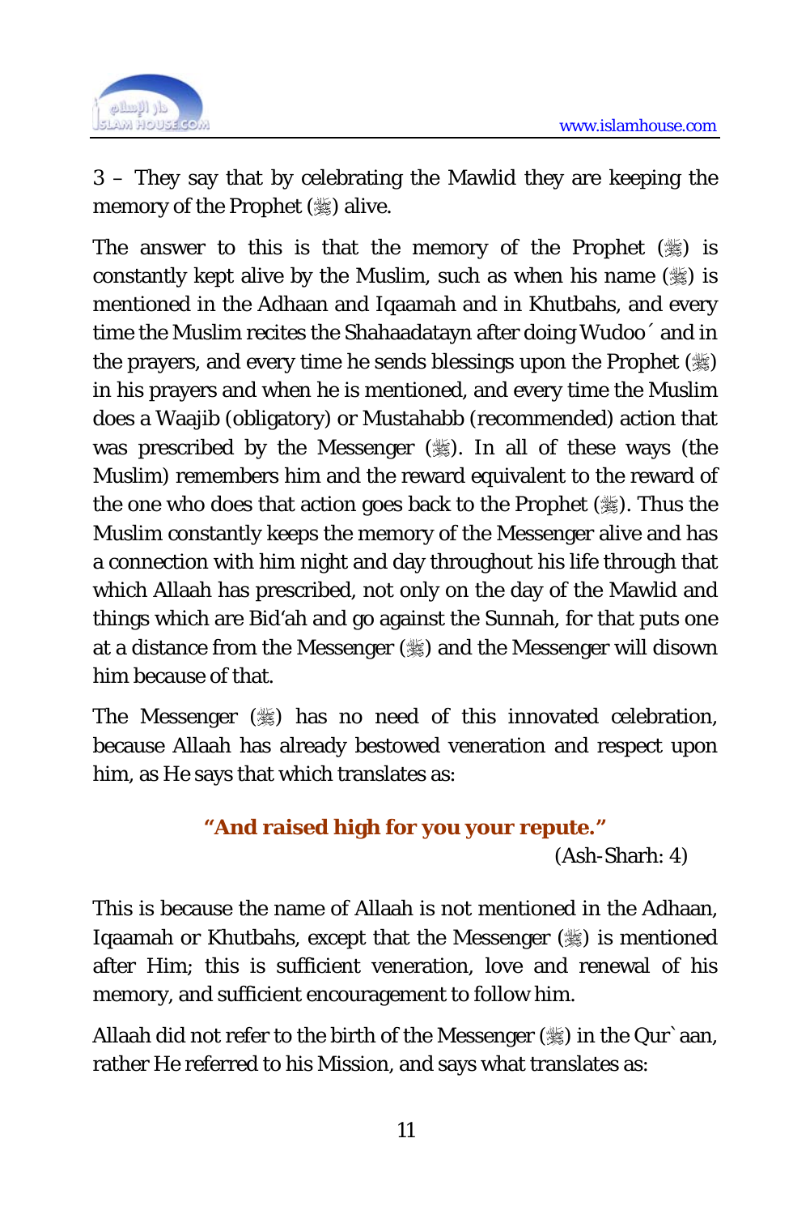3 – They say that by celebrating the Mawlid they are keeping the memory of the Prophet (ﷺ) alive.

The answer to this is that the memory of the Prophet (ﷺ) is constantly kept alive by the Muslim, such as when his name (ﷺ) is mentioned in the Adhaan and Iqaamah and in Khutbahs, and every time the Muslim recites the Shahaadatayn after doing Wudoo´ and in the prayers, and every time he sends blessings upon the Prophet (ﷺ) in his prayers and when he is mentioned, and every time the Muslim does a Waajib (obligatory) or Mustahabb (recommended) action that was prescribed by the Messenger (ﷺ). In all of these ways (the Muslim) remembers him and the reward equivalent to the reward of the one who does that action goes back to the Prophet (ﷺ). Thus the Muslim constantly keeps the memory of the Messenger alive and has a connection with him night and day throughout his life through that which Allaah has prescribed, not only on the day of the Mawlid and things which are Bid'ah and go against the Sunnah, for that puts one at a distance from the Messenger (ﷺ) and the Messenger will disown him because of that.

The Messenger (ﷺ) has no need of this innovated celebration, because Allaah has already bestowed veneration and respect upon him, as He says that which translates as:

**"And raised high for you your repute."**

(Ash-Sharh: 4)

This is because the name of Allaah is not mentioned in the Adhaan, Iqaamah or Khutbahs, except that the Messenger (ﷺ) is mentioned after Him; this is sufficient veneration, love and renewal of his memory, and sufficient encouragement to follow him.

Allaah did not refer to the birth of the Messenger (ﷺ) in the Qur`aan, rather He referred to his Mission, and says what translates as: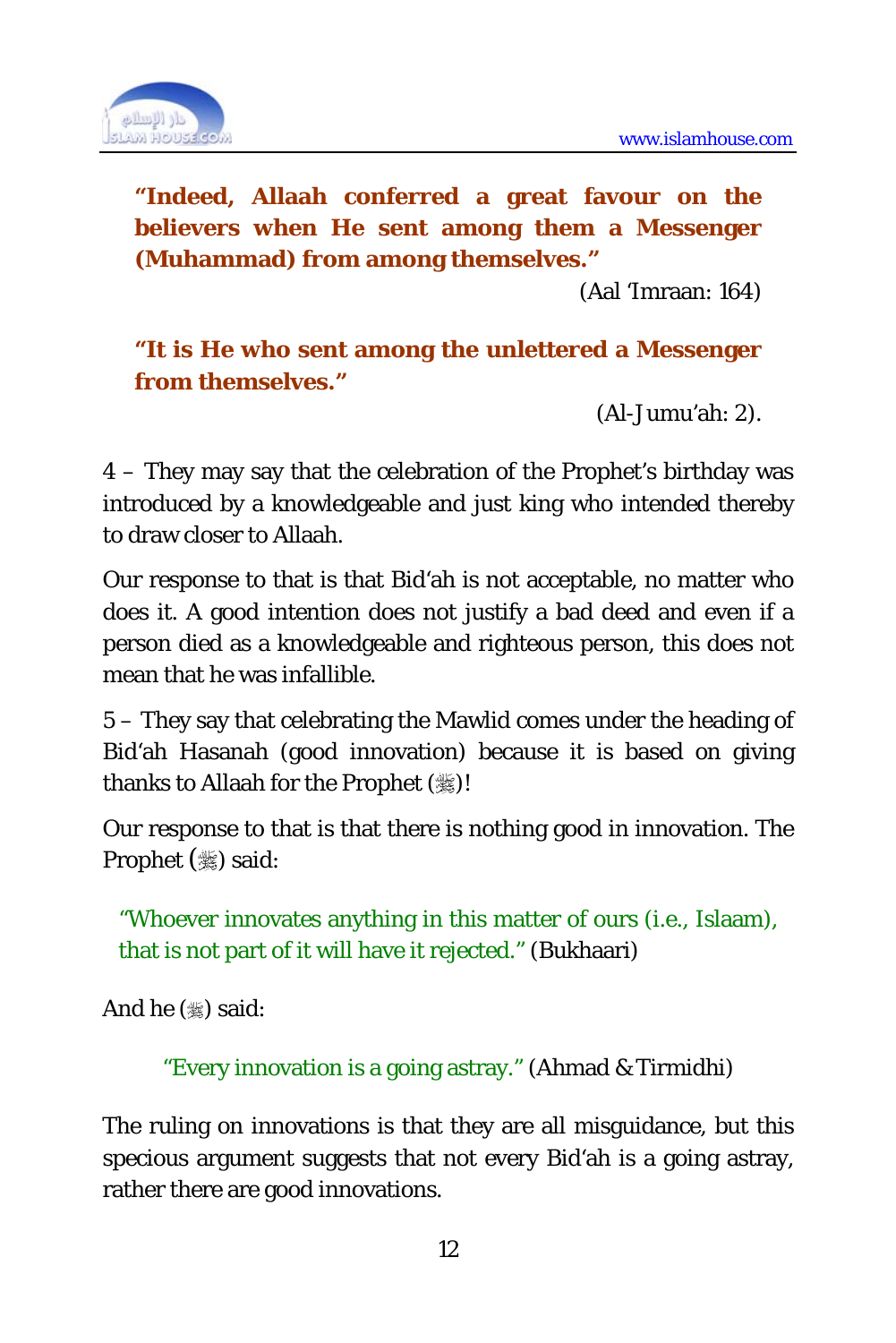**"Indeed, Allaah conferred a great favour on the believers when He sent among them a Messenger (Muhammad) from among themselves."**

(Aal 'Imraan: 164)

**"It is He who sent among the unlettered a Messenger from themselves."**

(Al-Jumu'ah: 2).

4 – They may say that the celebration of the Prophet's birthday was introduced by a knowledgeable and just king who intended thereby to draw closer to Allaah.

Our response to that is that Bid'ah is not acceptable, no matter who does it. A good intention does not justify a bad deed and even if a person died as a knowledgeable and righteous person, this does not mean that he was infallible.

5 – They say that celebrating the Mawlid comes under the heading of Bid'ah Hasanah (good innovation) because it is based on giving thanks to Allaah for the Prophet (ﷺ)!

Our response to that is that there is nothing good in innovation. The Prophet (ﷺ) said:

"Whoever innovates anything in this matter of ours (i.e., Islaam), that is not part of it will have it rejected." (Bukhaari)

And he (ﷺ) said:

"Every innovation is a going astray." (Ahmad & Tirmidhi)

The ruling on innovations is that they are all misguidance, but this specious argument suggests that not every Bid'ah is a going astray, rather there are good innovations.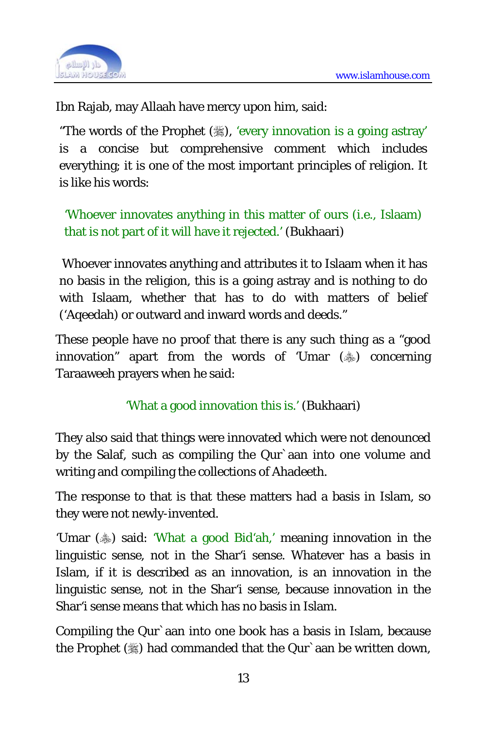Ibn Rajab, may Allaah have mercy upon him, said:

> "The words of the Prophet (ﷺ), 'every innovation is a going astray' is a concise but comprehensive comment which includes everything; it is one of the most important principles of religion. It is like his words:
>
> 'Whoever innovates anything in this matter of ours (i.e., Islaam) that is not part of it will have it rejected.' (Bukhaari)
>
> Whoever innovates anything and attributes it to Islaam when it has no basis in the religion, this is a going astray and is nothing to do with Islaam, whether that has to do with matters of belief ('Aqeedah) or outward and inward words and deeds."

These people have no proof that there is any such thing as a "good innovation" apart from the words of 'Umar (رضي الله عنه) concerning Taraaweeh prayers when he said:

'What a good innovation this is.' (Bukhaari)

They also said that things were innovated which were not denounced by the Salaf, such as compiling the Qur`aan into one volume and writing and compiling the collections of Ahadeeth.

The response to that is that these matters had a basis in Islam, so they were not newly-invented.

'Umar (رضي الله عنه) said: 'What a good Bid'ah,' meaning innovation in the linguistic sense, not in the Shar'i sense. Whatever has a basis in Islam, if it is described as an innovation, is an innovation in the linguistic sense, not in the Shar'i sense, because innovation in the Shar'i sense means that which has no basis in Islam.

Compiling the Qur`aan into one book has a basis in Islam, because the Prophet (ﷺ) had commanded that the Qur`aan be written down,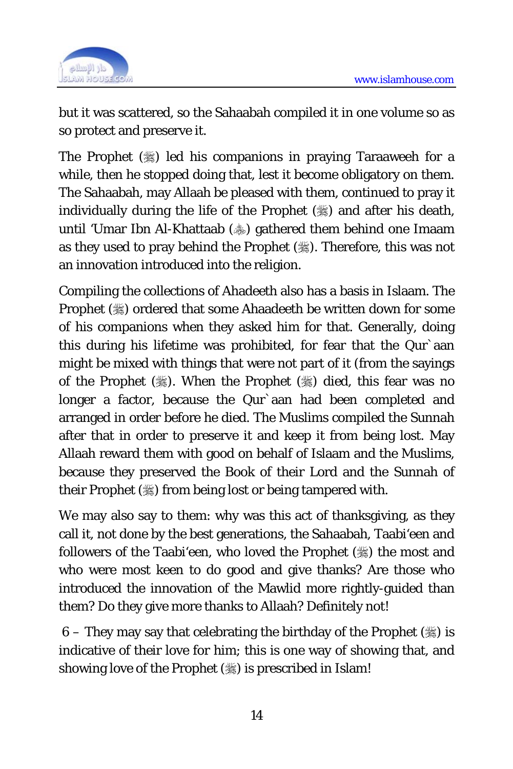but it was scattered, so the Sahaabah compiled it in one volume so as so protect and preserve it.

The Prophet (ﷺ) led his companions in praying Taraaweeh for a while, then he stopped doing that, lest it become obligatory on them. The Sahaabah, may Allaah be pleased with them, continued to pray it individually during the life of the Prophet (ﷺ) and after his death, until 'Umar Ibn Al-Khattaab (رضي الله عنه) gathered them behind one Imaam as they used to pray behind the Prophet (ﷺ). Therefore, this was not an innovation introduced into the religion.

Compiling the collections of Ahadeeth also has a basis in Islaam. The Prophet (ﷺ) ordered that some Ahaadeeth be written down for some of his companions when they asked him for that. Generally, doing this during his lifetime was prohibited, for fear that the Qur`aan might be mixed with things that were not part of it (from the sayings of the Prophet (ﷺ). When the Prophet (ﷺ) died, this fear was no longer a factor, because the Qur`aan had been completed and arranged in order before he died. The Muslims compiled the Sunnah after that in order to preserve it and keep it from being lost. May Allaah reward them with good on behalf of Islaam and the Muslims, because they preserved the Book of their Lord and the Sunnah of their Prophet (ﷺ) from being lost or being tampered with.

We may also say to them: why was this act of thanksgiving, as they call it, not done by the best generations, the Sahaabah, Taabi'een and followers of the Taabi'een, who loved the Prophet (ﷺ) the most and who were most keen to do good and give thanks? Are those who introduced the innovation of the Mawlid more rightly-guided than them? Do they give more thanks to Allaah? Definitely not!

6 – They may say that celebrating the birthday of the Prophet (ﷺ) is indicative of their love for him; this is one way of showing that, and showing love of the Prophet (ﷺ) is prescribed in Islam!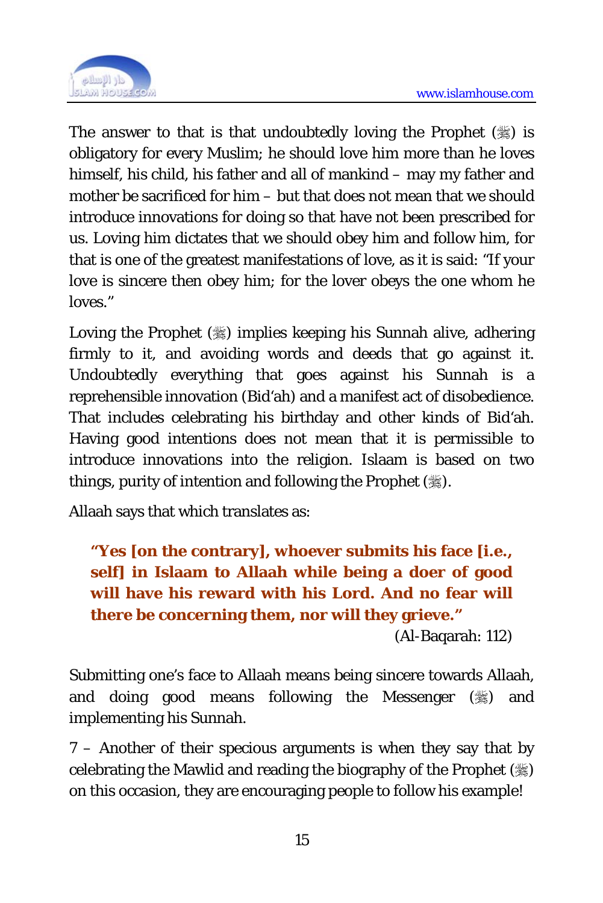The answer to that is that undoubtedly loving the Prophet (ﷺ) is obligatory for every Muslim; he should love him more than he loves himself, his child, his father and all of mankind – may my father and mother be sacrificed for him – but that does not mean that we should introduce innovations for doing so that have not been prescribed for us. Loving him dictates that we should obey him and follow him, for that is one of the greatest manifestations of love, as it is said: "If your love is sincere then obey him; for the lover obeys the one whom he loves."

Loving the Prophet (ﷺ) implies keeping his Sunnah alive, adhering firmly to it, and avoiding words and deeds that go against it. Undoubtedly everything that goes against his Sunnah is a reprehensible innovation (Bid'ah) and a manifest act of disobedience. That includes celebrating his birthday and other kinds of Bid'ah. Having good intentions does not mean that it is permissible to introduce innovations into the religion. Islaam is based on two things, purity of intention and following the Prophet (ﷺ).

Allaah says that which translates as:

> **"Yes [on the contrary], whoever submits his face [i.e., self] in Islaam to Allaah while being a doer of good will have his reward with his Lord. And no fear will there be concerning them, nor will they grieve."**
>
> (Al-Baqarah: 112)

Submitting one's face to Allaah means being sincere towards Allaah, and doing good means following the Messenger (ﷺ) and implementing his Sunnah.

7 – Another of their specious arguments is when they say that by celebrating the Mawlid and reading the biography of the Prophet (ﷺ) on this occasion, they are encouraging people to follow his example!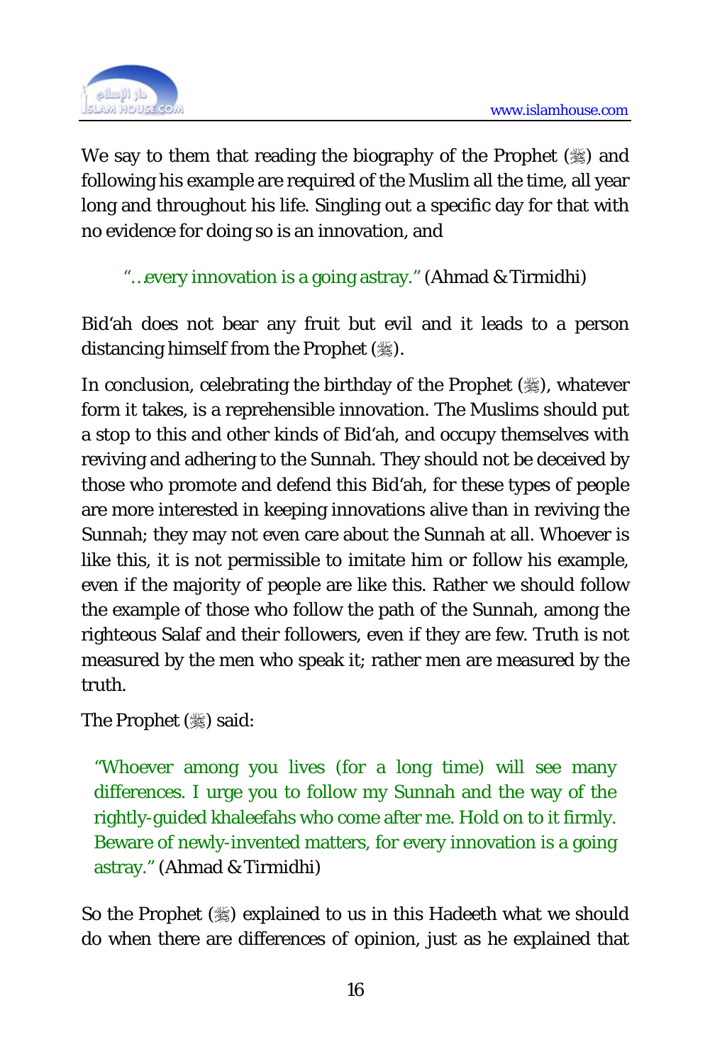We say to them that reading the biography of the Prophet (ﷺ) and following his example are required of the Muslim all the time, all year long and throughout his life. Singling out a specific day for that with no evidence for doing so is an innovation, and

> "…every innovation is a going astray." (Ahmad & Tirmidhi)

Bid'ah does not bear any fruit but evil and it leads to a person distancing himself from the Prophet (ﷺ).

In conclusion, celebrating the birthday of the Prophet (ﷺ), whatever form it takes, is a reprehensible innovation. The Muslims should put a stop to this and other kinds of Bid'ah, and occupy themselves with reviving and adhering to the Sunnah. They should not be deceived by those who promote and defend this Bid'ah, for these types of people are more interested in keeping innovations alive than in reviving the Sunnah; they may not even care about the Sunnah at all. Whoever is like this, it is not permissible to imitate him or follow his example, even if the majority of people are like this. Rather we should follow the example of those who follow the path of the Sunnah, among the righteous Salaf and their followers, even if they are few. Truth is not measured by the men who speak it; rather men are measured by the truth.

The Prophet (ﷺ) said:

> "Whoever among you lives (for a long time) will see many differences. I urge you to follow my Sunnah and the way of the rightly-guided khaleefahs who come after me. Hold on to it firmly. Beware of newly-invented matters, for every innovation is a going astray." (Ahmad & Tirmidhi)

So the Prophet (ﷺ) explained to us in this Hadeeth what we should do when there are differences of opinion, just as he explained that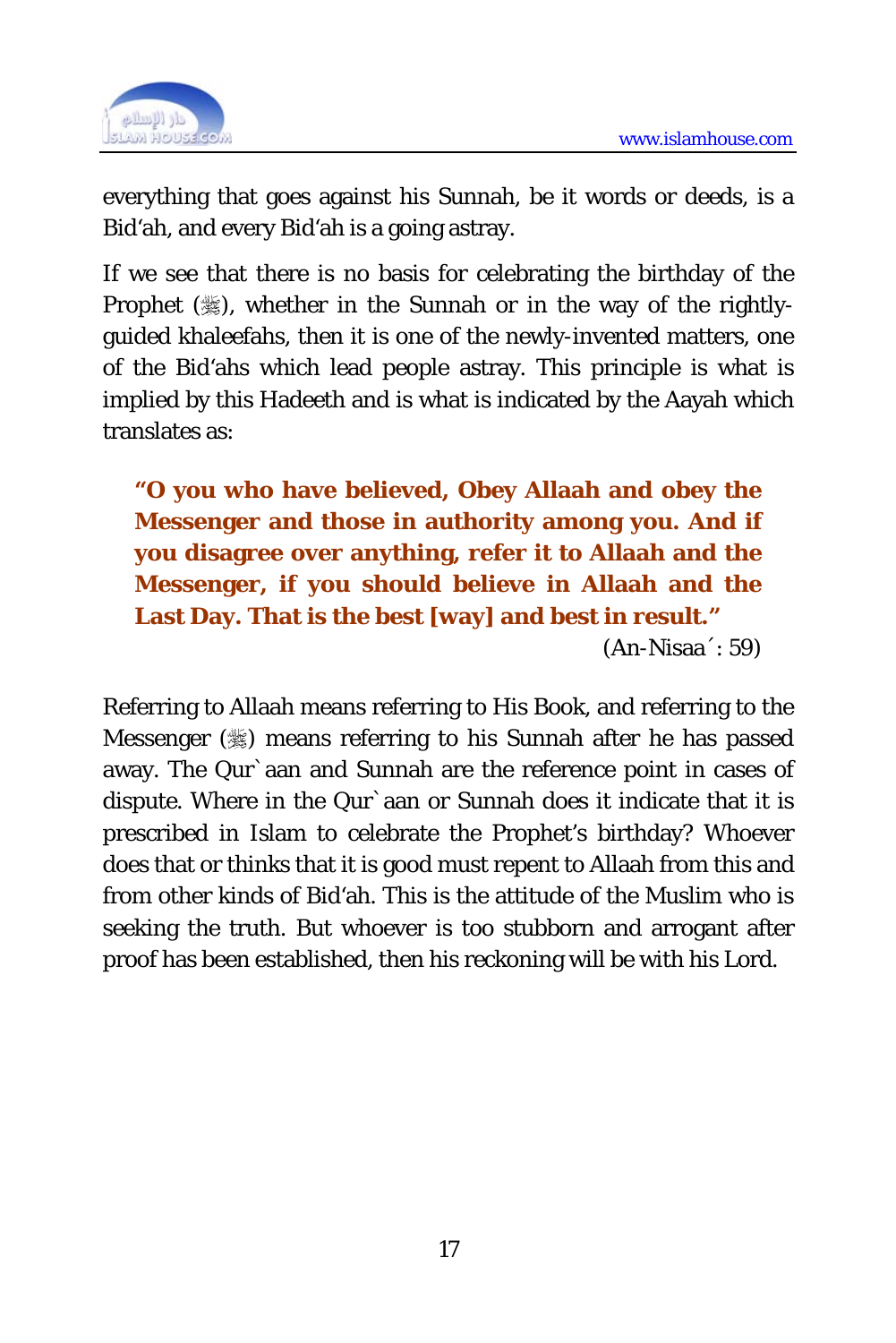everything that goes against his Sunnah, be it words or deeds, is a Bid'ah, and every Bid'ah is a going astray.

If we see that there is no basis for celebrating the birthday of the Prophet (ﷺ), whether in the Sunnah or in the way of the rightly-guided khaleefahs, then it is one of the newly-invented matters, one of the Bid'ahs which lead people astray. This principle is what is implied by this Hadeeth and is what is indicated by the Aayah which translates as:

> **"O you who have believed, Obey Allaah and obey the Messenger and those in authority among you. And if you disagree over anything, refer it to Allaah and the Messenger, if you should believe in Allaah and the Last Day. That is the best [way] and best in result."**
>
> (An-Nisaa´: 59)

Referring to Allaah means referring to His Book, and referring to the Messenger (ﷺ) means referring to his Sunnah after he has passed away. The Qur`aan and Sunnah are the reference point in cases of dispute. Where in the Qur`aan or Sunnah does it indicate that it is prescribed in Islam to celebrate the Prophet's birthday? Whoever does that or thinks that it is good must repent to Allaah from this and from other kinds of Bid'ah. This is the attitude of the Muslim who is seeking the truth. But whoever is too stubborn and arrogant after proof has been established, then his reckoning will be with his Lord.